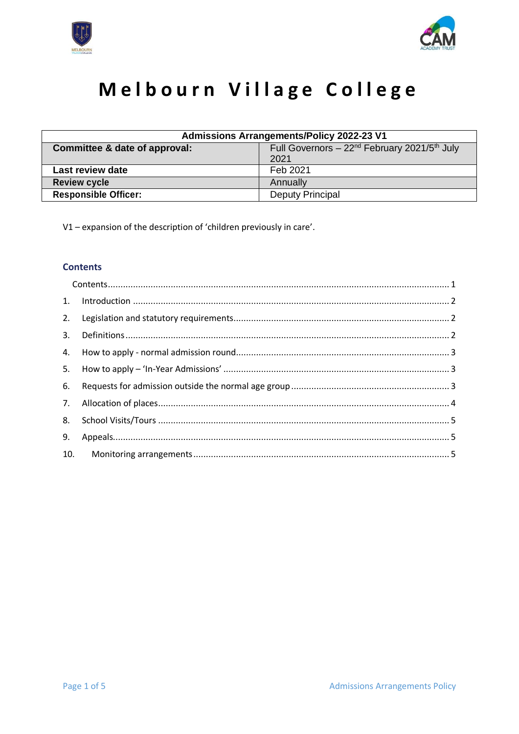# Melbourn Village College

| Admissions Arrangements/Policy 2022-23 V1 | |
|---|---|
| **Committee & date of approval:** | Full Governors – 22nd February 2021/5th July 2021 |
| **Last review date** | Feb 2021 |
| **Review cycle** | Annually |
| **Responsible Officer:** | Deputy Principal |

V1 – expansion of the description of 'children previously in care'.

## Contents

Contents ..... 1

1. Introduction ..... 2
2. Legislation and statutory requirements ..... 2
3. Definitions ..... 2
4. How to apply - normal admission round ..... 3
5. How to apply – 'In-Year Admissions' ..... 3
6. Requests for admission outside the normal age group ..... 3
7. Allocation of places ..... 4
8. School Visits/Tours ..... 5
9. Appeals ..... 5
10. Monitoring arrangements ..... 5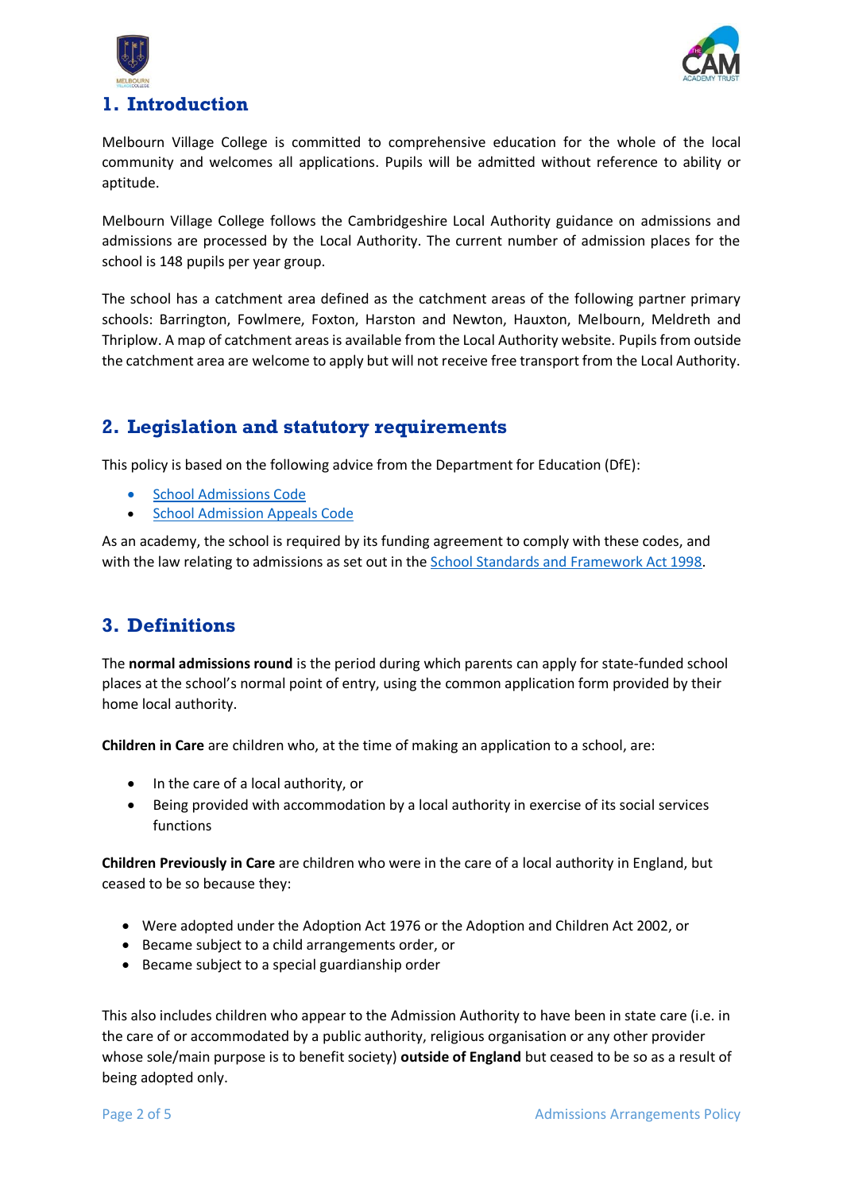## 1. Introduction

Melbourn Village College is committed to comprehensive education for the whole of the local community and welcomes all applications. Pupils will be admitted without reference to ability or aptitude.

Melbourn Village College follows the Cambridgeshire Local Authority guidance on admissions and admissions are processed by the Local Authority. The current number of admission places for the school is 148 pupils per year group.

The school has a catchment area defined as the catchment areas of the following partner primary schools: Barrington, Fowlmere, Foxton, Harston and Newton, Hauxton, Melbourn, Meldreth and Thriplow. A map of catchment areas is available from the Local Authority website. Pupils from outside the catchment area are welcome to apply but will not receive free transport from the Local Authority.

## 2. Legislation and statutory requirements

This policy is based on the following advice from the Department for Education (DfE):

- School Admissions Code
- School Admission Appeals Code

As an academy, the school is required by its funding agreement to comply with these codes, and with the law relating to admissions as set out in the School Standards and Framework Act 1998.

## 3. Definitions

The **normal admissions round** is the period during which parents can apply for state-funded school places at the school's normal point of entry, using the common application form provided by their home local authority.

**Children in Care** are children who, at the time of making an application to a school, are:

- In the care of a local authority, or
- Being provided with accommodation by a local authority in exercise of its social services functions

**Children Previously in Care** are children who were in the care of a local authority in England, but ceased to be so because they:

- Were adopted under the Adoption Act 1976 or the Adoption and Children Act 2002, or
- Became subject to a child arrangements order, or
- Became subject to a special guardianship order

This also includes children who appear to the Admission Authority to have been in state care (i.e. in the care of or accommodated by a public authority, religious organisation or any other provider whose sole/main purpose is to benefit society) **outside of England** but ceased to be so as a result of being adopted only.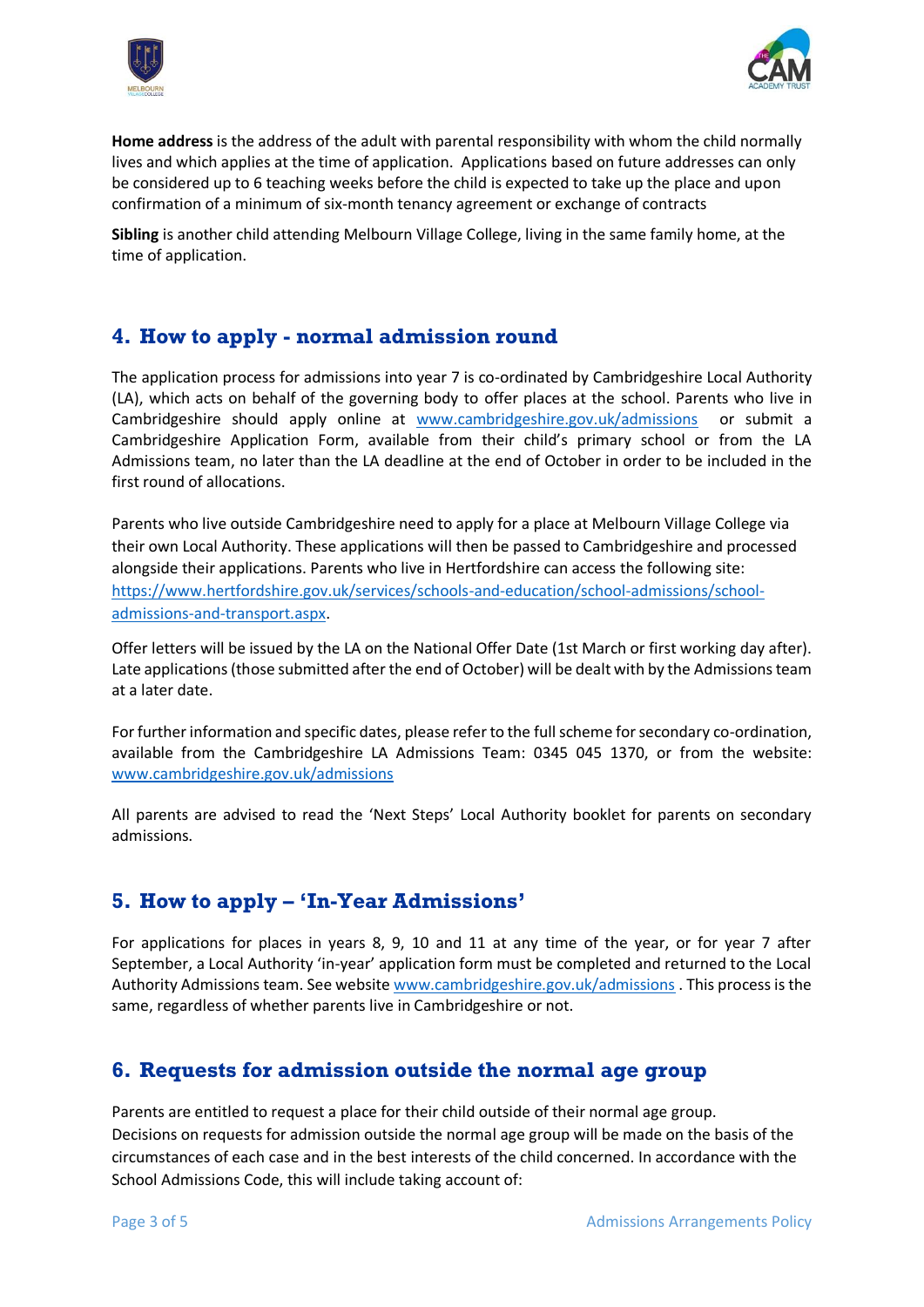**Home address** is the address of the adult with parental responsibility with whom the child normally lives and which applies at the time of application. Applications based on future addresses can only be considered up to 6 teaching weeks before the child is expected to take up the place and upon confirmation of a minimum of six-month tenancy agreement or exchange of contracts

**Sibling** is another child attending Melbourn Village College, living in the same family home, at the time of application.

## 4. How to apply - normal admission round

The application process for admissions into year 7 is co-ordinated by Cambridgeshire Local Authority (LA), which acts on behalf of the governing body to offer places at the school. Parents who live in Cambridgeshire should apply online at www.cambridgeshire.gov.uk/admissions or submit a Cambridgeshire Application Form, available from their child's primary school or from the LA Admissions team, no later than the LA deadline at the end of October in order to be included in the first round of allocations.

Parents who live outside Cambridgeshire need to apply for a place at Melbourn Village College via their own Local Authority. These applications will then be passed to Cambridgeshire and processed alongside their applications. Parents who live in Hertfordshire can access the following site: https://www.hertfordshire.gov.uk/services/schools-and-education/school-admissions/school-admissions-and-transport.aspx.

Offer letters will be issued by the LA on the National Offer Date (1st March or first working day after). Late applications (those submitted after the end of October) will be dealt with by the Admissions team at a later date.

For further information and specific dates, please refer to the full scheme for secondary co-ordination, available from the Cambridgeshire LA Admissions Team: 0345 045 1370, or from the website: www.cambridgeshire.gov.uk/admissions

All parents are advised to read the 'Next Steps' Local Authority booklet for parents on secondary admissions.

## 5. How to apply – 'In-Year Admissions'

For applications for places in years 8, 9, 10 and 11 at any time of the year, or for year 7 after September, a Local Authority 'in-year' application form must be completed and returned to the Local Authority Admissions team. See website www.cambridgeshire.gov.uk/admissions . This process is the same, regardless of whether parents live in Cambridgeshire or not.

## 6. Requests for admission outside the normal age group

Parents are entitled to request a place for their child outside of their normal age group. Decisions on requests for admission outside the normal age group will be made on the basis of the circumstances of each case and in the best interests of the child concerned. In accordance with the School Admissions Code, this will include taking account of: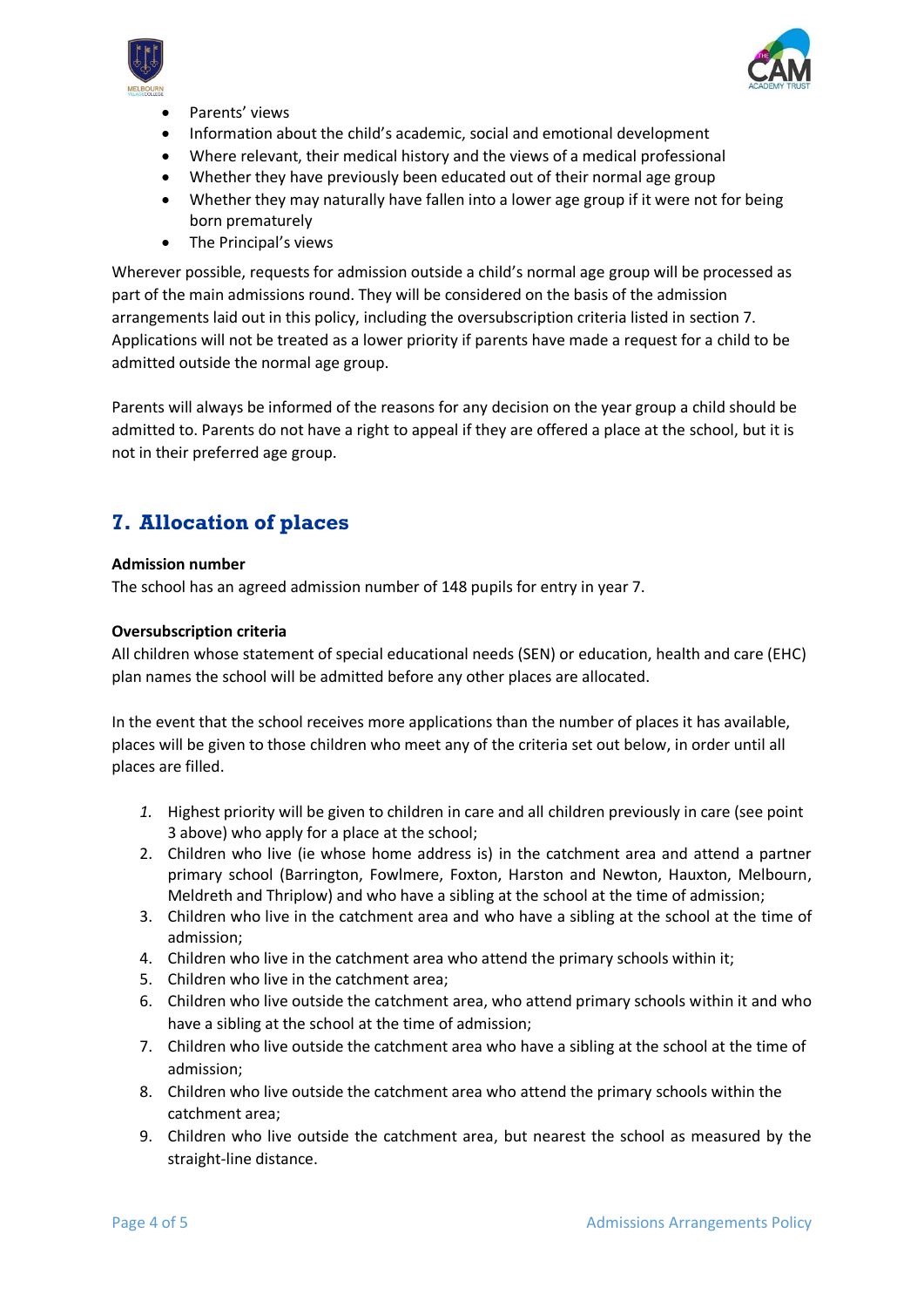- Parents' views
- Information about the child's academic, social and emotional development
- Where relevant, their medical history and the views of a medical professional
- Whether they have previously been educated out of their normal age group
- Whether they may naturally have fallen into a lower age group if it were not for being born prematurely
- The Principal's views

Wherever possible, requests for admission outside a child's normal age group will be processed as part of the main admissions round. They will be considered on the basis of the admission arrangements laid out in this policy, including the oversubscription criteria listed in section 7. Applications will not be treated as a lower priority if parents have made a request for a child to be admitted outside the normal age group.

Parents will always be informed of the reasons for any decision on the year group a child should be admitted to. Parents do not have a right to appeal if they are offered a place at the school, but it is not in their preferred age group.

## 7. Allocation of places

**Admission number**

The school has an agreed admission number of 148 pupils for entry in year 7.

**Oversubscription criteria**

All children whose statement of special educational needs (SEN) or education, health and care (EHC) plan names the school will be admitted before any other places are allocated.

In the event that the school receives more applications than the number of places it has available, places will be given to those children who meet any of the criteria set out below, in order until all places are filled.

1. Highest priority will be given to children in care and all children previously in care (see point 3 above) who apply for a place at the school;
2. Children who live (ie whose home address is) in the catchment area and attend a partner primary school (Barrington, Fowlmere, Foxton, Harston and Newton, Hauxton, Melbourn, Meldreth and Thriplow) and who have a sibling at the school at the time of admission;
3. Children who live in the catchment area and who have a sibling at the school at the time of admission;
4. Children who live in the catchment area who attend the primary schools within it;
5. Children who live in the catchment area;
6. Children who live outside the catchment area, who attend primary schools within it and who have a sibling at the school at the time of admission;
7. Children who live outside the catchment area who have a sibling at the school at the time of admission;
8. Children who live outside the catchment area who attend the primary schools within the catchment area;
9. Children who live outside the catchment area, but nearest the school as measured by the straight-line distance.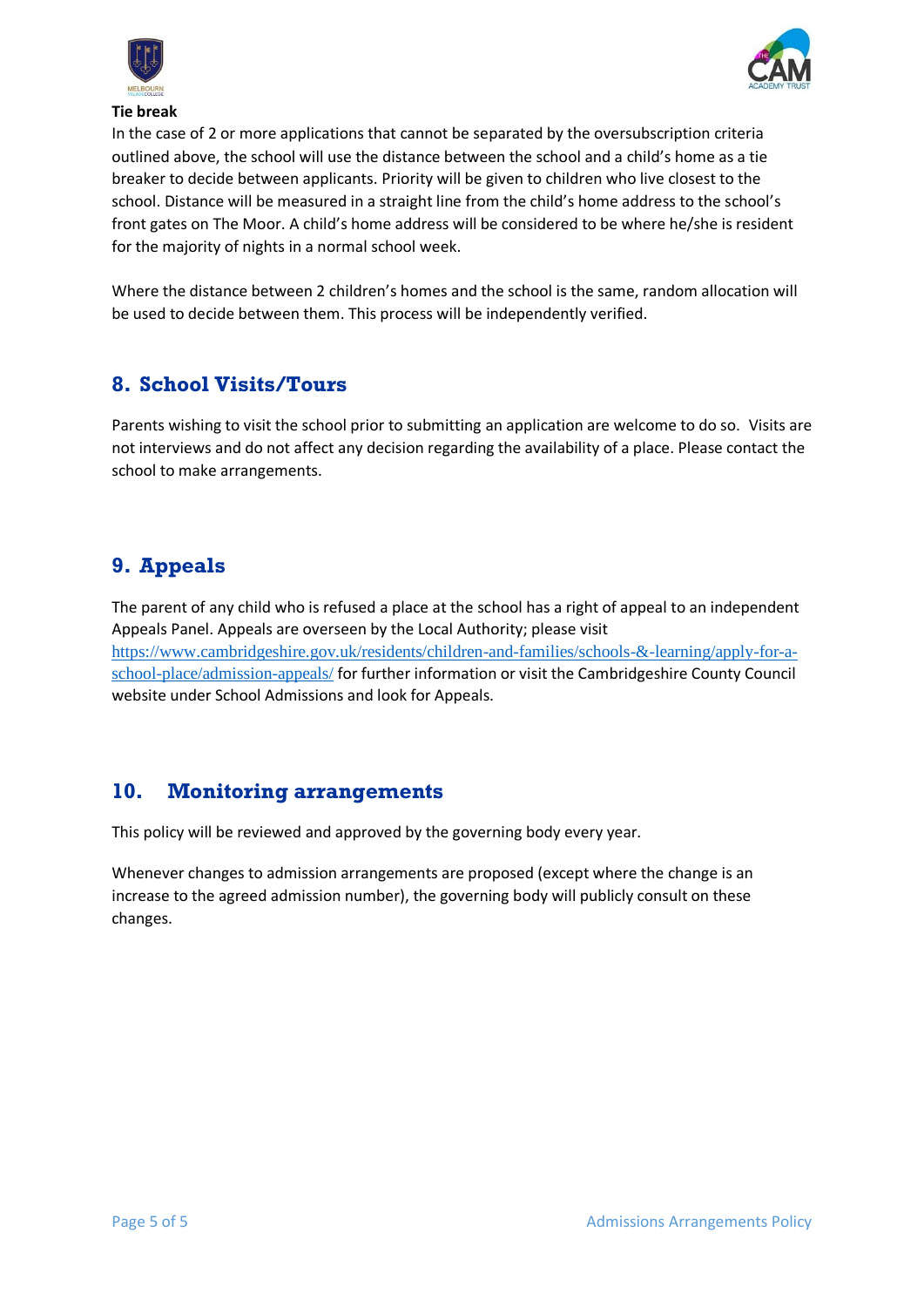**Tie break**

In the case of 2 or more applications that cannot be separated by the oversubscription criteria outlined above, the school will use the distance between the school and a child's home as a tie breaker to decide between applicants. Priority will be given to children who live closest to the school. Distance will be measured in a straight line from the child's home address to the school's front gates on The Moor. A child's home address will be considered to be where he/she is resident for the majority of nights in a normal school week.

Where the distance between 2 children's homes and the school is the same, random allocation will be used to decide between them. This process will be independently verified.

## 8. School Visits/Tours

Parents wishing to visit the school prior to submitting an application are welcome to do so. Visits are not interviews and do not affect any decision regarding the availability of a place. Please contact the school to make arrangements.

## 9. Appeals

The parent of any child who is refused a place at the school has a right of appeal to an independent Appeals Panel. Appeals are overseen by the Local Authority; please visit https://www.cambridgeshire.gov.uk/residents/children-and-families/schools-&-learning/apply-for-a-school-place/admission-appeals/ for further information or visit the Cambridgeshire County Council website under School Admissions and look for Appeals.

## 10. Monitoring arrangements

This policy will be reviewed and approved by the governing body every year.

Whenever changes to admission arrangements are proposed (except where the change is an increase to the agreed admission number), the governing body will publicly consult on these changes.